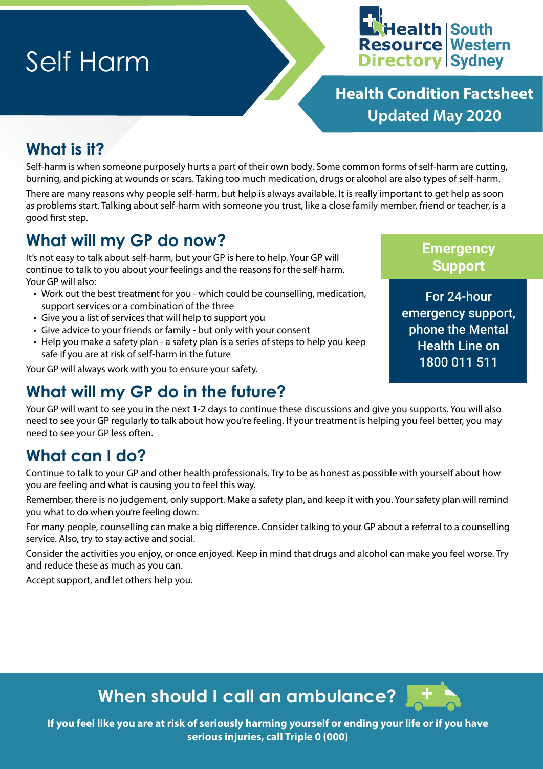# Self Harm

Health Resource Directory | South Western Sydney

**Health Condition Factsheet**
**Updated May 2020**

## What is it?

Self-harm is when someone purposely hurts a part of their own body. Some common forms of self-harm are cutting, burning, and picking at wounds or scars. Taking too much medication, drugs or alcohol are also types of self-harm.

There are many reasons why people self-harm, but help is always available. It is really important to get help as soon as problems start. Talking about self-harm with someone you trust, like a close family member, friend or teacher, is a good first step.

## What will my GP do now?

It's not easy to talk about self-harm, but your GP is here to help. Your GP will continue to talk to you about your feelings and the reasons for the self-harm. Your GP will also:

- Work out the best treatment for you - which could be counselling, medication, support services or a combination of the three
- Give you a list of services that will help to support you
- Give advice to your friends or family - but only with your consent
- Help you make a safety plan - a safety plan is a series of steps to help you keep safe if you are at risk of self-harm in the future

Your GP will always work with you to ensure your safety.

### Emergency Support

For 24-hour emergency support, phone the Mental Health Line on 1800 011 511

## What will my GP do in the future?

Your GP will want to see you in the next 1-2 days to continue these discussions and give you supports. You will also need to see your GP regularly to talk about how you're feeling. If your treatment is helping you feel better, you may need to see your GP less often.

## What can I do?

Continue to talk to your GP and other health professionals. Try to be as honest as possible with yourself about how you are feeling and what is causing you to feel this way.

Remember, there is no judgement, only support. Make a safety plan, and keep it with you. Your safety plan will remind you what to do when you're feeling down.

For many people, counselling can make a big difference. Consider talking to your GP about a referral to a counselling service. Also, try to stay active and social.

Consider the activities you enjoy, or once enjoyed. Keep in mind that drugs and alcohol can make you feel worse. Try and reduce these as much as you can.

Accept support, and let others help you.

## When should I call an ambulance?

**If you feel like you are at risk of seriously harming yourself or ending your life or if you have serious injuries, call Triple 0 (000)**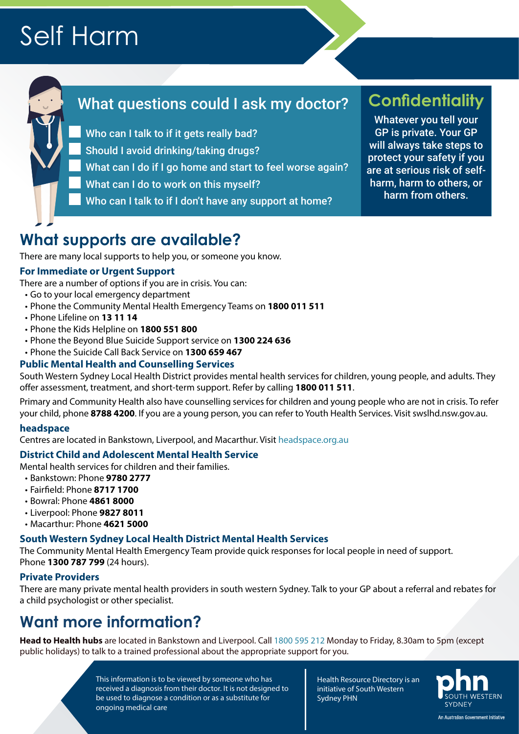# Self Harm

## What questions could I ask my doctor?

- Who can I talk to if it gets really bad?
- Should I avoid drinking/taking drugs?
- What can I do if I go home and start to feel worse again?
- What can I do to work on this myself?
- Who can I talk to if I don't have any support at home?

## Confidentiality

Whatever you tell your GP is private. Your GP will always take steps to protect your safety if you are at serious risk of self-harm, harm to others, or harm from others.

## What supports are available?

There are many local supports to help you, or someone you know.

### For Immediate or Urgent Support

There are a number of options if you are in crisis. You can:

- Go to your local emergency department
- Phone the Community Mental Health Emergency Teams on **1800 011 511**
- Phone Lifeline on **13 11 14**
- Phone the Kids Helpline on **1800 551 800**
- Phone the Beyond Blue Suicide Support service on **1300 224 636**
- Phone the Suicide Call Back Service on **1300 659 467**

### Public Mental Health and Counselling Services

South Western Sydney Local Health District provides mental health services for children, young people, and adults. They offer assessment, treatment, and short-term support. Refer by calling **1800 011 511**.

Primary and Community Health also have counselling services for children and young people who are not in crisis. To refer your child, phone **8788 4200**. If you are a young person, you can refer to Youth Health Services. Visit swslhd.nsw.gov.au.

### headspace

Centres are located in Bankstown, Liverpool, and Macarthur. Visit headspace.org.au

### District Child and Adolescent Mental Health Service

Mental health services for children and their families.

- Bankstown: Phone **9780 2777**
- Fairfield: Phone **8717 1700**
- Bowral: Phone **4861 8000**
- Liverpool: Phone **9827 8011**
- Macarthur: Phone **4621 5000**

### South Western Sydney Local Health District Mental Health Services

The Community Mental Health Emergency Team provide quick responses for local people in need of support. Phone **1300 787 799** (24 hours).

### Private Providers

There are many private mental health providers in south western Sydney. Talk to your GP about a referral and rebates for a child psychologist or other specialist.

## Want more information?

**Head to Health hubs** are located in Bankstown and Liverpool. Call 1800 595 212 Monday to Friday, 8.30am to 5pm (except public holidays) to talk to a trained professional about the appropriate support for you.

This information is to be viewed by someone who has received a diagnosis from their doctor. It is not designed to be used to diagnose a condition or as a substitute for ongoing medical care

Health Resource Directory is an initiative of South Western Sydney PHN

phn SOUTH WESTERN SYDNEY

An Australian Government Initiative